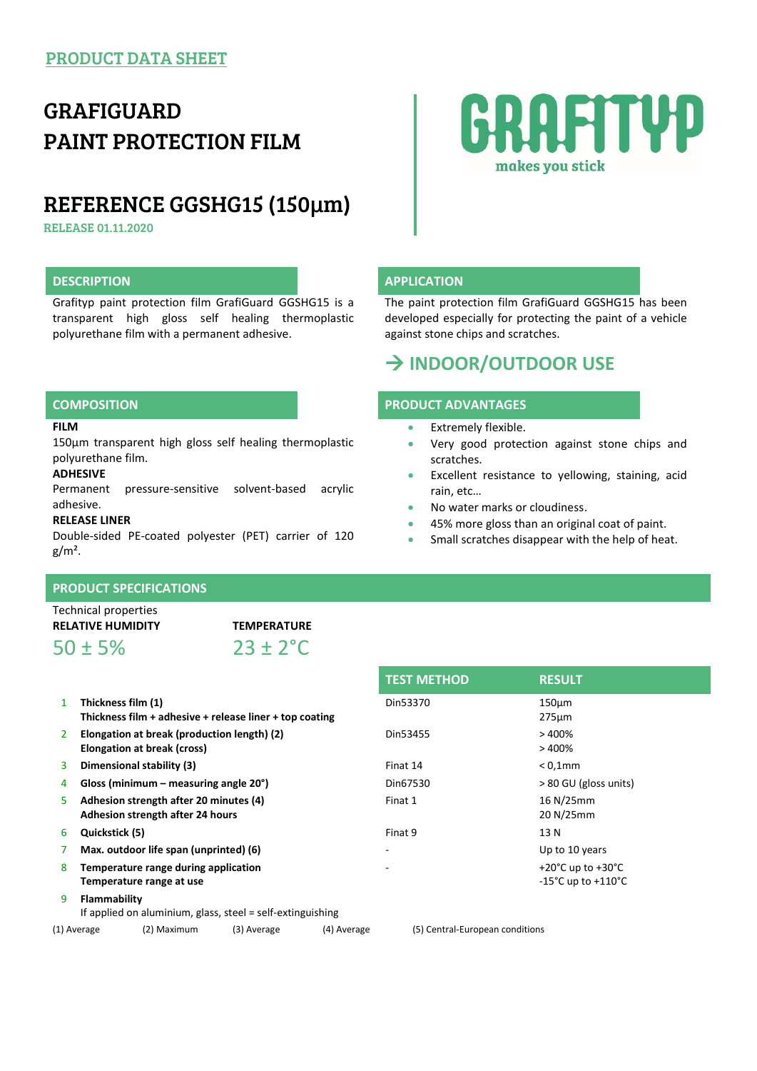PRODUCT DATA SHEET

# GRAFIGUARD
# PAINT PROTECTION FILM

GRAFITYP makes you stick

## REFERENCE GGSHG15 (150µm)

RELEASE 01.11.2020

### DESCRIPTION

Grafityp paint protection film GrafiGuard GGSHG15 is a transparent high gloss self healing thermoplastic polyurethane film with a permanent adhesive.

### APPLICATION

The paint protection film GrafiGuard GGSHG15 has been developed especially for protecting the paint of a vehicle against stone chips and scratches.

### → INDOOR/OUTDOOR USE

### COMPOSITION

**FILM**
150µm transparent high gloss self healing thermoplastic polyurethane film.

**ADHESIVE**
Permanent pressure-sensitive solvent-based acrylic adhesive.

**RELEASE LINER**
Double-sided PE-coated polyester (PET) carrier of 120 g/m².

### PRODUCT ADVANTAGES

- Extremely flexible.
- Very good protection against stone chips and scratches.
- Excellent resistance to yellowing, staining, acid rain, etc…
- No water marks or cloudiness.
- 45% more gloss than an original coat of paint.
- Small scratches disappear with the help of heat.

### PRODUCT SPECIFICATIONS

Technical properties

| RELATIVE HUMIDITY | TEMPERATURE |
|---|---|
| 50 ± 5% | 23 ± 2°C |

| | | TEST METHOD | RESULT |
|---|---|---|---|
| 1 | **Thickness film (1)**<br>**Thickness film + adhesive + release liner + top coating** | Din53370 | 150µm<br>275µm |
| 2 | **Elongation at break (production length) (2)**<br>**Elongation at break (cross)** | Din53455 | > 400%<br>> 400% |
| 3 | **Dimensional stability (3)** | Finat 14 | < 0,1mm |
| 4 | **Gloss (minimum – measuring angle 20°)** | Din67530 | > 80 GU (gloss units) |
| 5 | **Adhesion strength after 20 minutes (4)**<br>**Adhesion strength after 24 hours** | Finat 1 | 16 N/25mm<br>20 N/25mm |
| 6 | **Quickstick (5)** | Finat 9 | 13 N |
| 7 | **Max. outdoor life span (unprinted) (6)** | - | Up to 10 years |
| 8 | **Temperature range during application**<br>**Temperature range at use** | - | +20°C up to +30°C<br>-15°C up to +110°C |
| 9 | **Flammability**<br>If applied on aluminium, glass, steel = self-extinguishing | | |

(1) Average (2) Maximum (3) Average (4) Average (5) Central-European conditions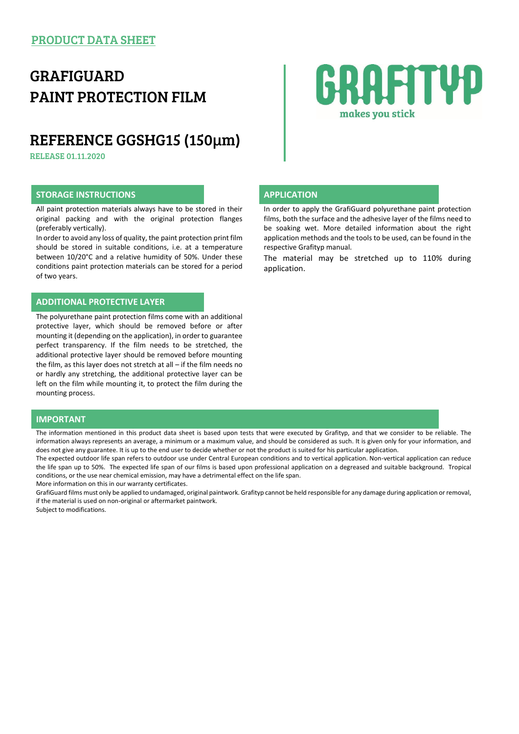PRODUCT DATA SHEET

# GRAFIGUARD PAINT PROTECTION FILM

# REFERENCE GGSHG15 (150µm)

RELEASE 01.11.2020

GRAFITYP makes you stick

## STORAGE INSTRUCTIONS

All paint protection materials always have to be stored in their original packing and with the original protection flanges (preferably vertically).

In order to avoid any loss of quality, the paint protection print film should be stored in suitable conditions, i.e. at a temperature between 10/20°C and a relative humidity of 50%. Under these conditions paint protection materials can be stored for a period of two years.

## ADDITIONAL PROTECTIVE LAYER

The polyurethane paint protection films come with an additional protective layer, which should be removed before or after mounting it (depending on the application), in order to guarantee perfect transparency. If the film needs to be stretched, the additional protective layer should be removed before mounting the film, as this layer does not stretch at all – if the film needs no or hardly any stretching, the additional protective layer can be left on the film while mounting it, to protect the film during the mounting process.

## APPLICATION

In order to apply the GrafiGuard polyurethane paint protection films, both the surface and the adhesive layer of the films need to be soaking wet. More detailed information about the right application methods and the tools to be used, can be found in the respective Grafityp manual.

The material may be stretched up to 110% during application.

## IMPORTANT

The information mentioned in this product data sheet is based upon tests that were executed by Grafityp, and that we consider to be reliable. The information always represents an average, a minimum or a maximum value, and should be considered as such. It is given only for your information, and does not give any guarantee. It is up to the end user to decide whether or not the product is suited for his particular application.

The expected outdoor life span refers to outdoor use under Central European conditions and to vertical application. Non-vertical application can reduce the life span up to 50%. The expected life span of our films is based upon professional application on a degreased and suitable background. Tropical conditions, or the use near chemical emission, may have a detrimental effect on the life span.

More information on this in our warranty certificates.

GrafiGuard films must only be applied to undamaged, original paintwork. Grafityp cannot be held responsible for any damage during application or removal, if the material is used on non-original or aftermarket paintwork.

Subject to modifications.